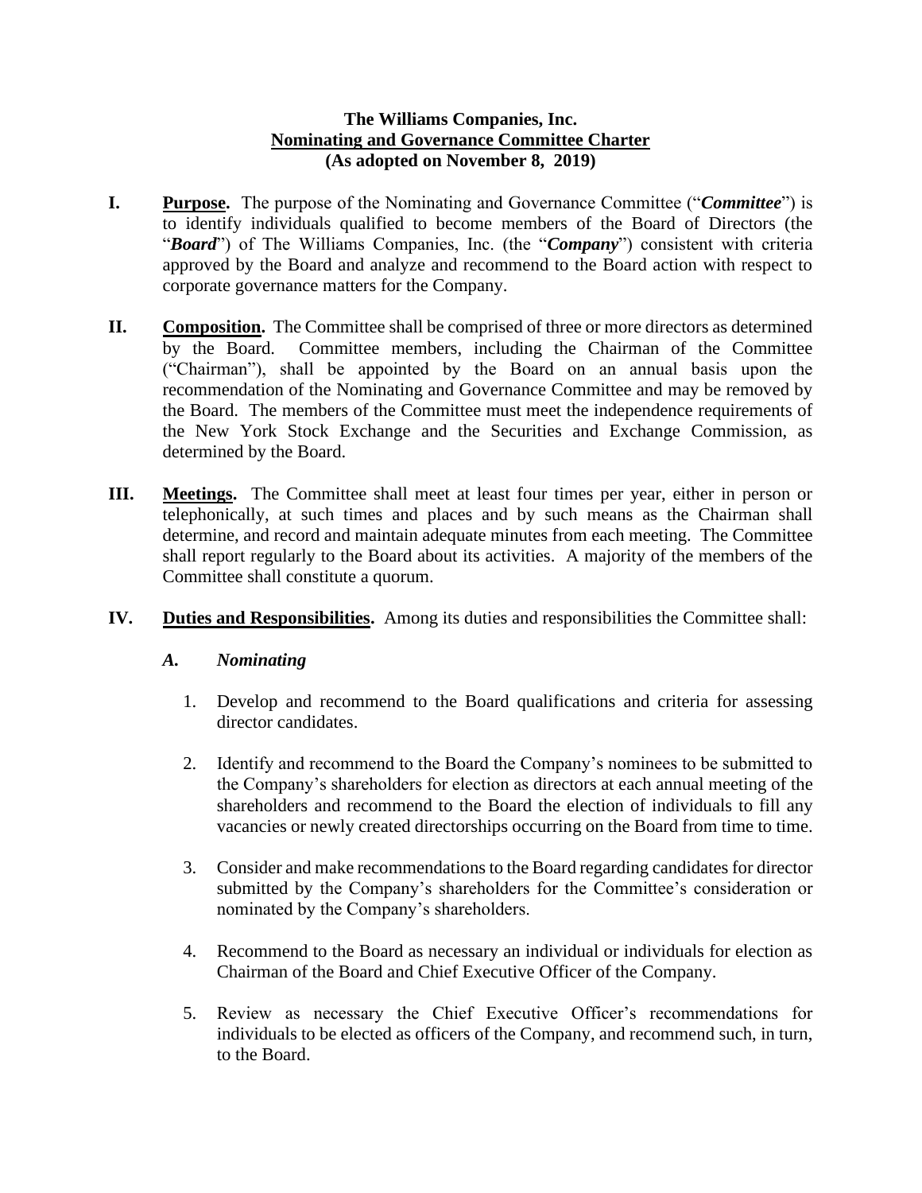# The Williams Companies, Inc.
## Nominating and Governance Committee Charter
**(As adopted on November 8, 2019)**

**I. Purpose.** The purpose of the Nominating and Governance Committee ("***Committee***") is to identify individuals qualified to become members of the Board of Directors (the "***Board***") of The Williams Companies, Inc. (the "***Company***") consistent with criteria approved by the Board and analyze and recommend to the Board action with respect to corporate governance matters for the Company.

**II. Composition.** The Committee shall be comprised of three or more directors as determined by the Board. Committee members, including the Chairman of the Committee ("Chairman"), shall be appointed by the Board on an annual basis upon the recommendation of the Nominating and Governance Committee and may be removed by the Board. The members of the Committee must meet the independence requirements of the New York Stock Exchange and the Securities and Exchange Commission, as determined by the Board.

**III. Meetings.** The Committee shall meet at least four times per year, either in person or telephonically, at such times and places and by such means as the Chairman shall determine, and record and maintain adequate minutes from each meeting. The Committee shall report regularly to the Board about its activities. A majority of the members of the Committee shall constitute a quorum.

**IV. Duties and Responsibilities.** Among its duties and responsibilities the Committee shall:

***A. Nominating***

1. Develop and recommend to the Board qualifications and criteria for assessing director candidates.

2. Identify and recommend to the Board the Company's nominees to be submitted to the Company's shareholders for election as directors at each annual meeting of the shareholders and recommend to the Board the election of individuals to fill any vacancies or newly created directorships occurring on the Board from time to time.

3. Consider and make recommendations to the Board regarding candidates for director submitted by the Company's shareholders for the Committee's consideration or nominated by the Company's shareholders.

4. Recommend to the Board as necessary an individual or individuals for election as Chairman of the Board and Chief Executive Officer of the Company.

5. Review as necessary the Chief Executive Officer's recommendations for individuals to be elected as officers of the Company, and recommend such, in turn, to the Board.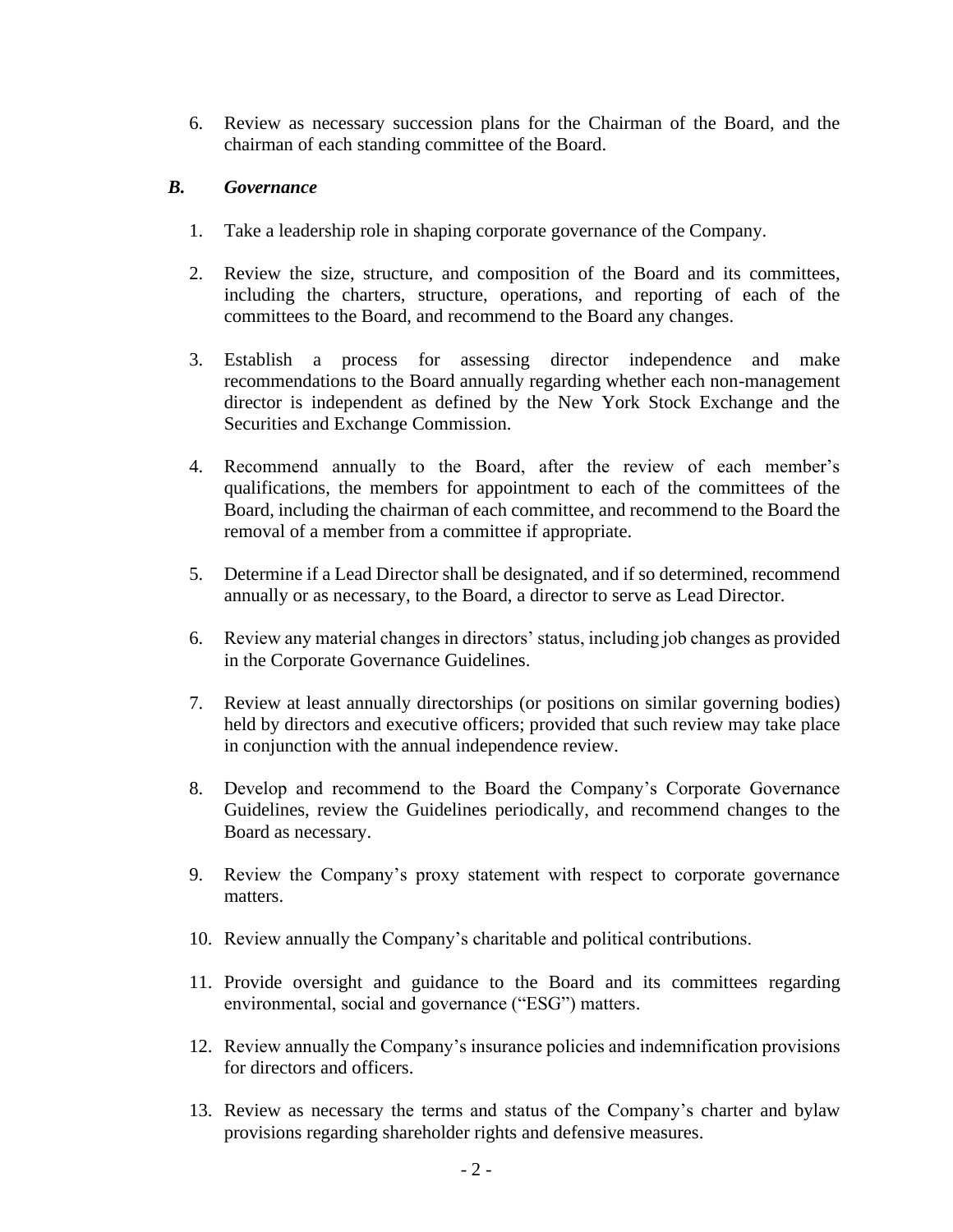6. Review as necessary succession plans for the Chairman of the Board, and the chairman of each standing committee of the Board.

### *B. Governance*

1. Take a leadership role in shaping corporate governance of the Company.
2. Review the size, structure, and composition of the Board and its committees, including the charters, structure, operations, and reporting of each of the committees to the Board, and recommend to the Board any changes.
3. Establish a process for assessing director independence and make recommendations to the Board annually regarding whether each non-management director is independent as defined by the New York Stock Exchange and the Securities and Exchange Commission.
4. Recommend annually to the Board, after the review of each member's qualifications, the members for appointment to each of the committees of the Board, including the chairman of each committee, and recommend to the Board the removal of a member from a committee if appropriate.
5. Determine if a Lead Director shall be designated, and if so determined, recommend annually or as necessary, to the Board, a director to serve as Lead Director.
6. Review any material changes in directors' status, including job changes as provided in the Corporate Governance Guidelines.
7. Review at least annually directorships (or positions on similar governing bodies) held by directors and executive officers; provided that such review may take place in conjunction with the annual independence review.
8. Develop and recommend to the Board the Company's Corporate Governance Guidelines, review the Guidelines periodically, and recommend changes to the Board as necessary.
9. Review the Company's proxy statement with respect to corporate governance matters.
10. Review annually the Company's charitable and political contributions.
11. Provide oversight and guidance to the Board and its committees regarding environmental, social and governance ("ESG") matters.
12. Review annually the Company's insurance policies and indemnification provisions for directors and officers.
13. Review as necessary the terms and status of the Company's charter and bylaw provisions regarding shareholder rights and defensive measures.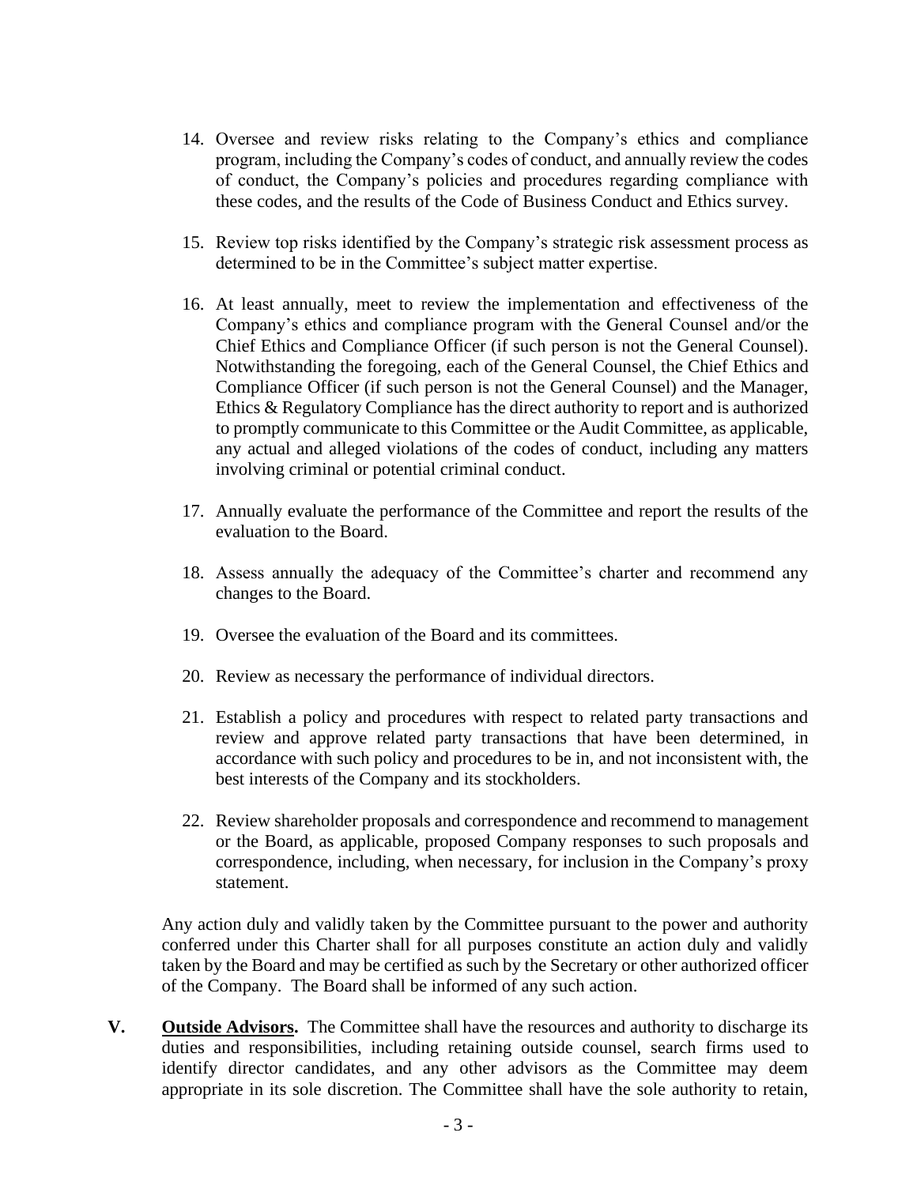14. Oversee and review risks relating to the Company's ethics and compliance program, including the Company's codes of conduct, and annually review the codes of conduct, the Company's policies and procedures regarding compliance with these codes, and the results of the Code of Business Conduct and Ethics survey.

15. Review top risks identified by the Company's strategic risk assessment process as determined to be in the Committee's subject matter expertise.

16. At least annually, meet to review the implementation and effectiveness of the Company's ethics and compliance program with the General Counsel and/or the Chief Ethics and Compliance Officer (if such person is not the General Counsel). Notwithstanding the foregoing, each of the General Counsel, the Chief Ethics and Compliance Officer (if such person is not the General Counsel) and the Manager, Ethics & Regulatory Compliance has the direct authority to report and is authorized to promptly communicate to this Committee or the Audit Committee, as applicable, any actual and alleged violations of the codes of conduct, including any matters involving criminal or potential criminal conduct.

17. Annually evaluate the performance of the Committee and report the results of the evaluation to the Board.

18. Assess annually the adequacy of the Committee's charter and recommend any changes to the Board.

19. Oversee the evaluation of the Board and its committees.

20. Review as necessary the performance of individual directors.

21. Establish a policy and procedures with respect to related party transactions and review and approve related party transactions that have been determined, in accordance with such policy and procedures to be in, and not inconsistent with, the best interests of the Company and its stockholders.

22. Review shareholder proposals and correspondence and recommend to management or the Board, as applicable, proposed Company responses to such proposals and correspondence, including, when necessary, for inclusion in the Company's proxy statement.

Any action duly and validly taken by the Committee pursuant to the power and authority conferred under this Charter shall for all purposes constitute an action duly and validly taken by the Board and may be certified as such by the Secretary or other authorized officer of the Company. The Board shall be informed of any such action.

**V. Outside Advisors.** The Committee shall have the resources and authority to discharge its duties and responsibilities, including retaining outside counsel, search firms used to identify director candidates, and any other advisors as the Committee may deem appropriate in its sole discretion. The Committee shall have the sole authority to retain,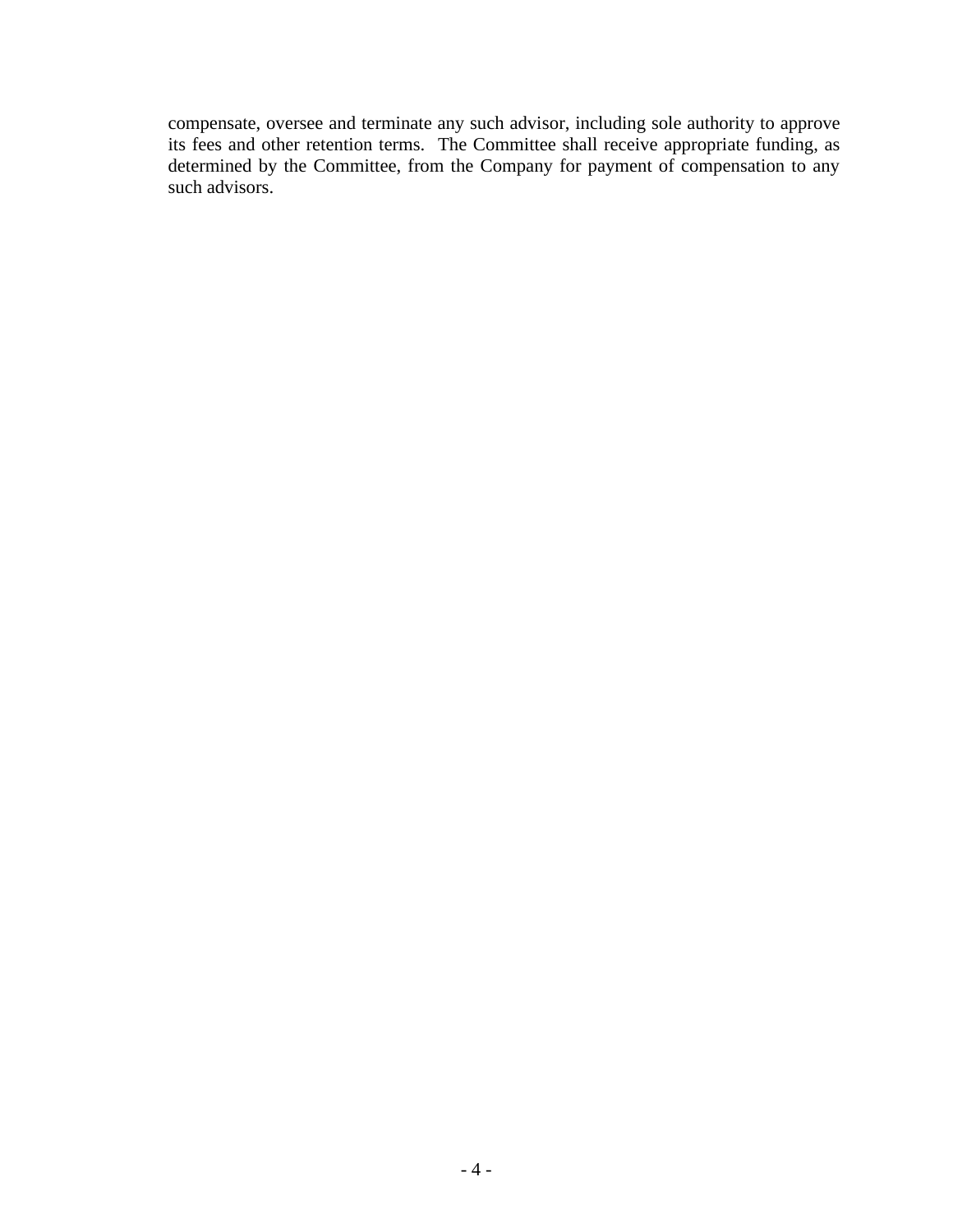compensate, oversee and terminate any such advisor, including sole authority to approve its fees and other retention terms. The Committee shall receive appropriate funding, as determined by the Committee, from the Company for payment of compensation to any such advisors.